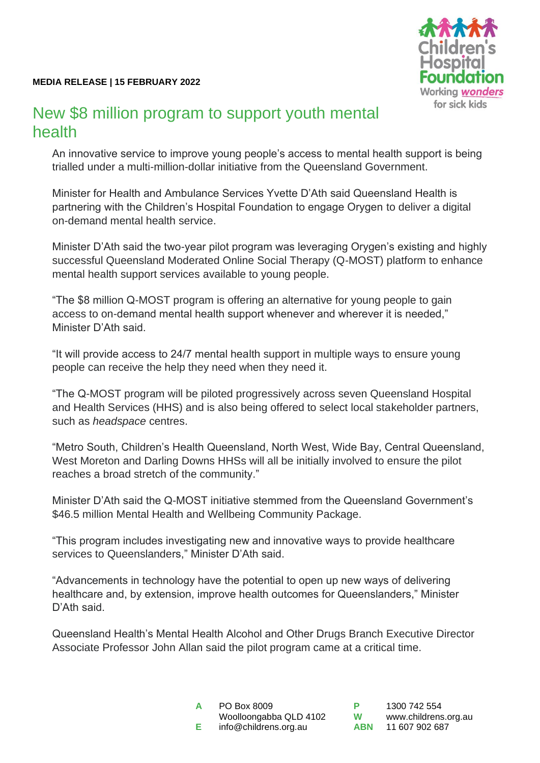**MEDIA RELEASE | 15 FEBRUARY 2022**

# New $8 million program to support youth mental health

An innovative service to improve young people's access to mental health support is being trialled under a multi-million-dollar initiative from the Queensland Government.

Minister for Health and Ambulance Services Yvette D'Ath said Queensland Health is partnering with the Children's Hospital Foundation to engage Orygen to deliver a digital on-demand mental health service.

Minister D'Ath said the two-year pilot program was leveraging Orygen's existing and highly successful Queensland Moderated Online Social Therapy (Q-MOST) platform to enhance mental health support services available to young people.

"The $8 million Q-MOST program is offering an alternative for young people to gain access to on-demand mental health support whenever and wherever it is needed," Minister D'Ath said.

"It will provide access to 24/7 mental health support in multiple ways to ensure young people can receive the help they need when they need it.

"The Q-MOST program will be piloted progressively across seven Queensland Hospital and Health Services (HHS) and is also being offered to select local stakeholder partners, such as *headspace* centres.

"Metro South, Children's Health Queensland, North West, Wide Bay, Central Queensland, West Moreton and Darling Downs HHSs will all be initially involved to ensure the pilot reaches a broad stretch of the community."

Minister D'Ath said the Q-MOST initiative stemmed from the Queensland Government's $46.5 million Mental Health and Wellbeing Community Package.

"This program includes investigating new and innovative ways to provide healthcare services to Queenslanders," Minister D'Ath said.

"Advancements in technology have the potential to open up new ways of delivering healthcare and, by extension, improve health outcomes for Queenslanders," Minister D'Ath said.

Queensland Health's Mental Health Alcohol and Other Drugs Branch Executive Director Associate Professor John Allan said the pilot program came at a critical time.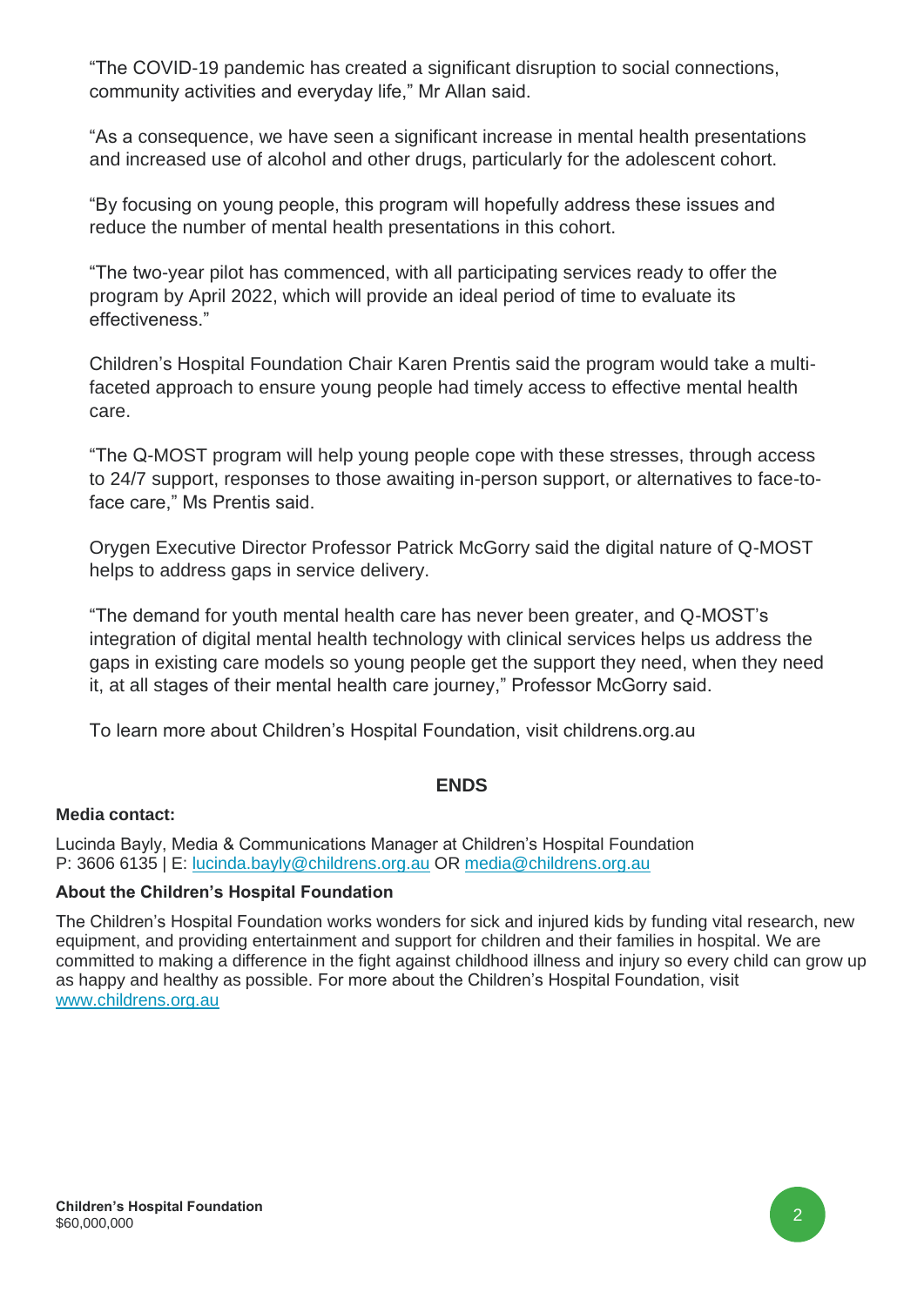"The COVID-19 pandemic has created a significant disruption to social connections, community activities and everyday life," Mr Allan said.

"As a consequence, we have seen a significant increase in mental health presentations and increased use of alcohol and other drugs, particularly for the adolescent cohort.

"By focusing on young people, this program will hopefully address these issues and reduce the number of mental health presentations in this cohort.

"The two-year pilot has commenced, with all participating services ready to offer the program by April 2022, which will provide an ideal period of time to evaluate its effectiveness."

Children's Hospital Foundation Chair Karen Prentis said the program would take a multi-faceted approach to ensure young people had timely access to effective mental health care.

"The Q-MOST program will help young people cope with these stresses, through access to 24/7 support, responses to those awaiting in-person support, or alternatives to face-to-face care," Ms Prentis said.

Orygen Executive Director Professor Patrick McGorry said the digital nature of Q-MOST helps to address gaps in service delivery.

"The demand for youth mental health care has never been greater, and Q-MOST's integration of digital mental health technology with clinical services helps us address the gaps in existing care models so young people get the support they need, when they need it, at all stages of their mental health care journey," Professor McGorry said.

To learn more about Children's Hospital Foundation, visit childrens.org.au

**ENDS**

**Media contact:**

Lucinda Bayly, Media & Communications Manager at Children's Hospital Foundation
P: 3606 6135 | E: lucinda.bayly@childrens.org.au OR media@childrens.org.au

**About the Children's Hospital Foundation**

The Children's Hospital Foundation works wonders for sick and injured kids by funding vital research, new equipment, and providing entertainment and support for children and their families in hospital. We are committed to making a difference in the fight against childhood illness and injury so every child can grow up as happy and healthy as possible. For more about the Children's Hospital Foundation, visit www.childrens.org.au

**Children's Hospital Foundation**
$60,000,000